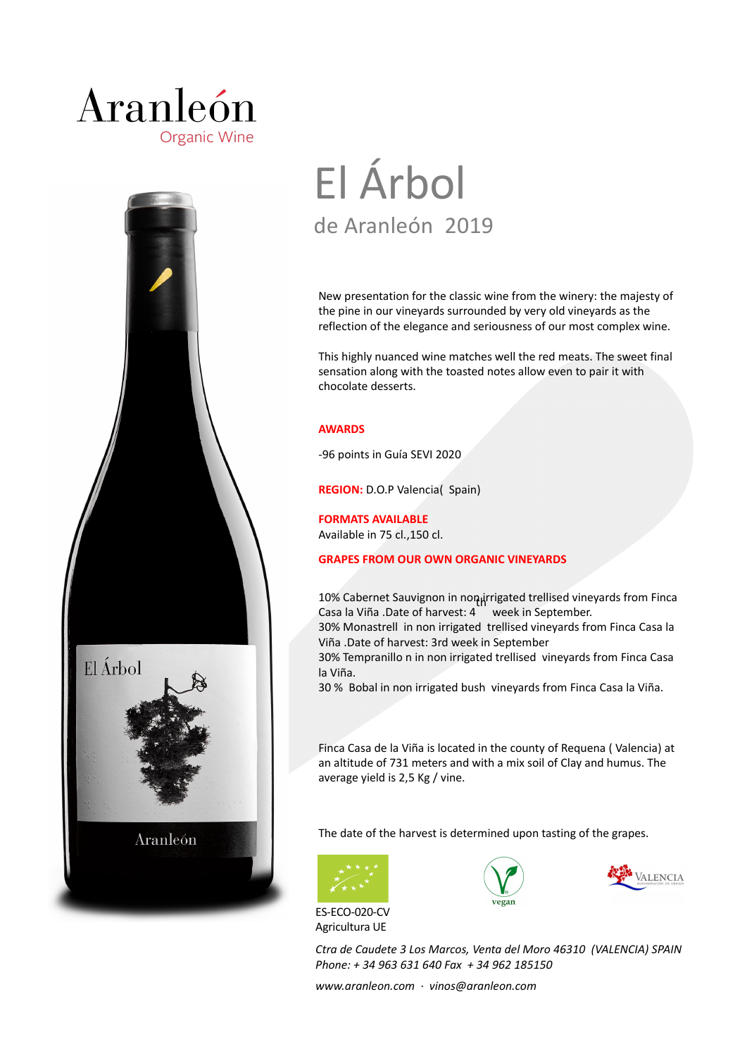Aranleón

Organic Wine

# El Árbol

## de Aranleón 2019

New presentation for the classic wine from the winery: the majesty of the pine in our vineyards surrounded by very old vineyards as the reflection of the elegance and seriousness of our most complex wine.

This highly nuanced wine matches well the red meats. The sweet final sensation along with the toasted notes allow even to pair it with chocolate desserts.

**AWARDS**

-96 points in Guía SEVI 2020

**REGION:** D.O.P Valencia( Spain)

**FORMATS AVAILABLE**

Available in 75 cl.,150 cl.

**GRAPES FROM OUR OWN ORGANIC VINEYARDS**

10% Cabernet Sauvignon in non irrigated trellised vineyards from Finca Casa la Viña .Date of harvest: 4th week in September.
30% Monastrell in non irrigated trellised vineyards from Finca Casa la Viña .Date of harvest: 3rd week in September
30% Tempranillo n in non irrigated trellised vineyards from Finca Casa la Viña.
30 % Bobal in non irrigated bush vineyards from Finca Casa la Viña.

Finca Casa de la Viña is located in the county of Requena ( Valencia) at an altitude of 731 meters and with a mix soil of Clay and humus. The average yield is 2,5 Kg / vine.

The date of the harvest is determined upon tasting of the grapes.

ES-ECO-020-CV
Agricultura UE

vegan

VALENCIA

*Ctra de Caudete 3 Los Marcos, Venta del Moro 46310 (VALENCIA) SPAIN*
*Phone: + 34 963 631 640 Fax + 34 962 185150*

*www.aranleon.com · vinos@aranleon.com*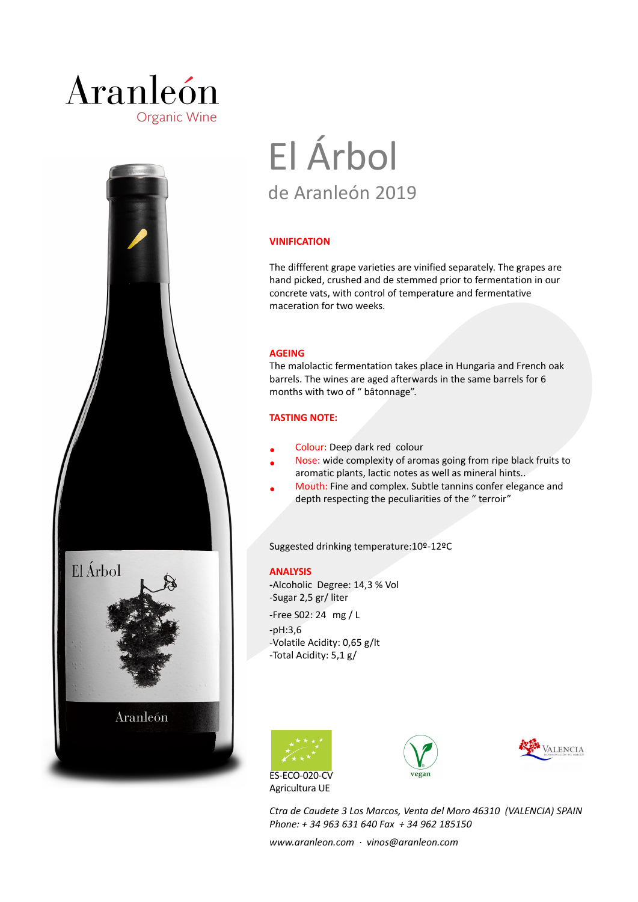Aranleón
Organic Wine

# El Árbol

## de Aranleón 2019

### VINIFICATION

The diffferent grape varieties are vinified separately. The grapes are hand picked, crushed and de stemmed prior to fermentation in our concrete vats, with control of temperature and fermentative maceration for two weeks.

### AGEING

The malolactic fermentation takes place in Hungaria and French oak barrels. The wines are aged afterwards in the same barrels for 6 months with two of " bâtonnage".

### TASTING NOTE:

- Colour: Deep dark red colour
- Nose: wide complexity of aromas going from ripe black fruits to aromatic plants, lactic notes as well as mineral hints..
- Mouth: Fine and complex. Subtle tannins confer elegance and depth respecting the peculiarities of the " terroir"

Suggested drinking temperature:10º-12ºC

### ANALYSIS

-Alcoholic Degree: 14,3 % Vol
-Sugar 2,5 gr/ liter
-Free S02: 24 mg / L
-pH:3,6
-Volatile Acidity: 0,65 g/lt
-Total Acidity: 5,1 g/

ES-ECO-020-CV
Agricultura UE

vegan

VALENCIA

*Ctra de Caudete 3 Los Marcos, Venta del Moro 46310 (VALENCIA) SPAIN*
*Phone: + 34 963 631 640 Fax + 34 962 185150*

*www.aranleon.com · vinos@aranleon.com*